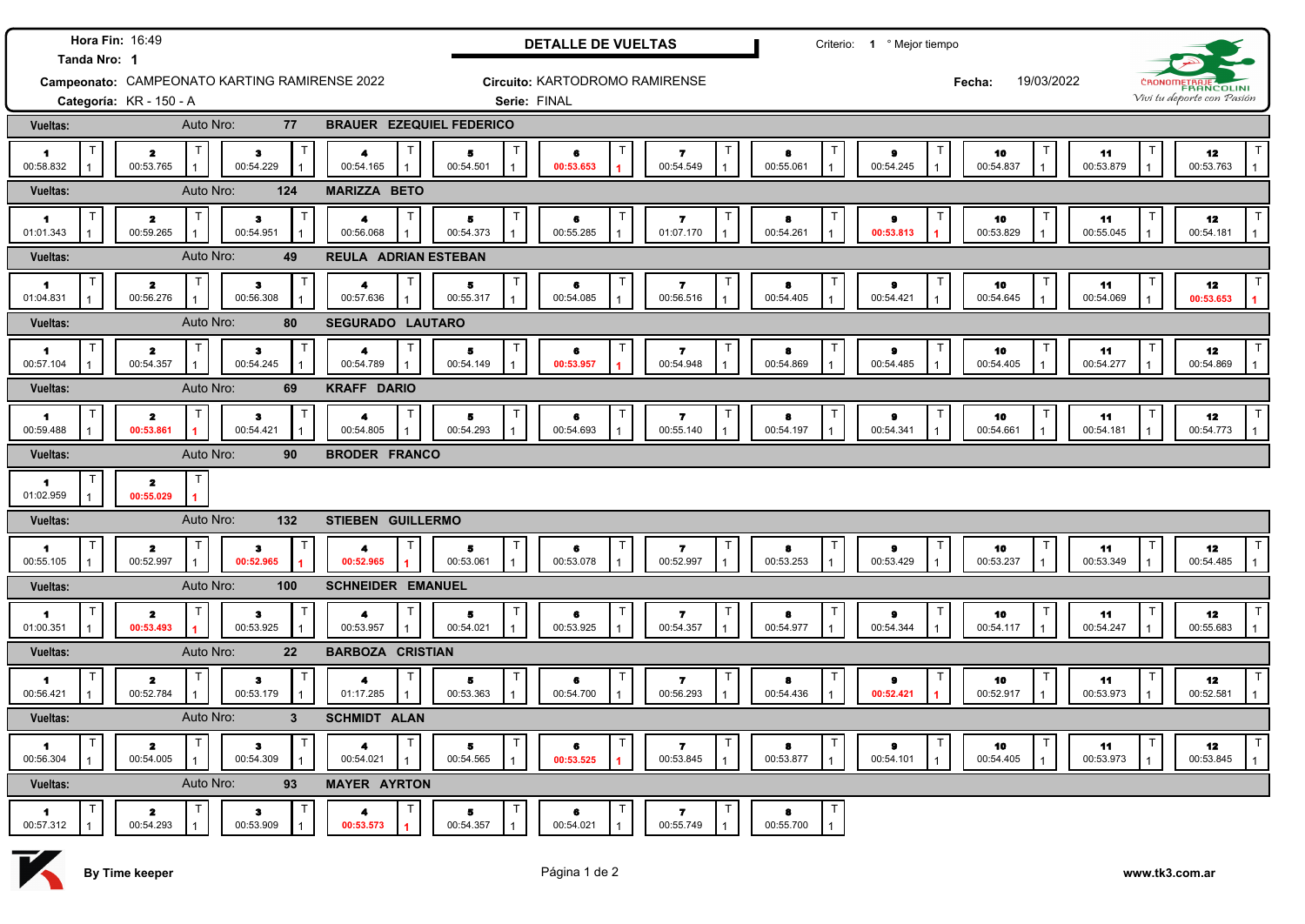**Hora Fin:** 16:49

**Tanda Nro:** 1

# DETALLE DE VUELTAS

Criterio: 1 ° Mejor tiempo

**Campeonato:** CAMPEONATO KARTING RAMIRENSE 2022

**Circuito:** KARTODROMO RAMIRENSE

**Fecha:** 19/03/2022

**Categoría:** KR - 150 - A

**Serie:** FINAL

CRONOMETRAJE FRANCOLINI — Viví tu deporte con Pasión

| Vueltas | Auto Nro | Piloto | 1 | 2 | 3 | 4 | 5 | 6 | 7 | 8 | 9 | 10 | 11 | 12 |
|---|---|---|---|---|---|---|---|---|---|---|---|---|---|---|
| | 77 | BRAUER EZEQUIEL FEDERICO | 00:58.832 | 00:53.765 | 00:54.229 | 00:54.165 | 00:54.501 | **00:53.653** | 00:54.549 | 00:55.061 | 00:54.245 | 00:54.837 | 00:53.879 | 00:53.763 |
| | 124 | MARIZZA BETO | 01:01.343 | 00:59.265 | 00:54.951 | 00:56.068 | 00:54.373 | 00:55.285 | 01:07.170 | 00:54.261 | **00:53.813** | 00:53.829 | 00:55.045 | 00:54.181 |
| | 49 | REULA ADRIAN ESTEBAN | 01:04.831 | 00:56.276 | 00:56.308 | 00:57.636 | 00:55.317 | 00:54.085 | 00:56.516 | 00:54.405 | 00:54.421 | 00:54.645 | 00:54.069 | **00:53.653** |
| | 80 | SEGURADO LAUTARO | 00:57.104 | 00:54.357 | 00:54.245 | 00:54.789 | 00:54.149 | **00:53.957** | 00:54.948 | 00:54.869 | 00:54.485 | 00:54.405 | 00:54.277 | 00:54.869 |
| | 69 | KRAFF DARIO | 00:59.488 | **00:53.861** | 00:54.421 | 00:54.805 | 00:54.293 | 00:54.693 | 00:55.140 | 00:54.197 | 00:54.341 | 00:54.661 | 00:54.181 | 00:54.773 |
| | 90 | BRODER FRANCO | 01:02.959 | **00:55.029** | | | | | | | | | | |
| | 132 | STIEBEN GUILLERMO | 00:55.105 | 00:52.997 | **00:52.965** | **00:52.965** | 00:53.061 | 00:53.078 | 00:52.997 | 00:53.253 | 00:53.429 | 00:53.237 | 00:53.349 | 00:54.485 |
| | 100 | SCHNEIDER EMANUEL | 01:00.351 | **00:53.493** | 00:53.925 | 00:53.957 | 00:54.021 | 00:53.925 | 00:54.357 | 00:54.977 | 00:54.344 | 00:54.117 | 00:54.247 | 00:55.683 |
| | 22 | BARBOZA CRISTIAN | 00:56.421 | 00:52.784 | 00:53.179 | 01:17.285 | 00:53.363 | 00:54.700 | 00:56.293 | 00:54.436 | **00:52.421** | 00:52.917 | 00:53.973 | 00:52.581 |
| | 3 | SCHMIDT ALAN | 00:56.304 | 00:54.005 | 00:54.309 | 00:54.021 | 00:54.565 | **00:53.525** | 00:53.845 | 00:53.877 | 00:54.101 | 00:54.405 | 00:53.973 | 00:53.845 |
| | 93 | MAYER AYRTON | 00:57.312 | 00:54.293 | 00:53.909 | **00:53.573** | 00:54.357 | 00:54.021 | 00:55.749 | 00:55.700 | | | | |

By Time keeper — www.tk3.com.ar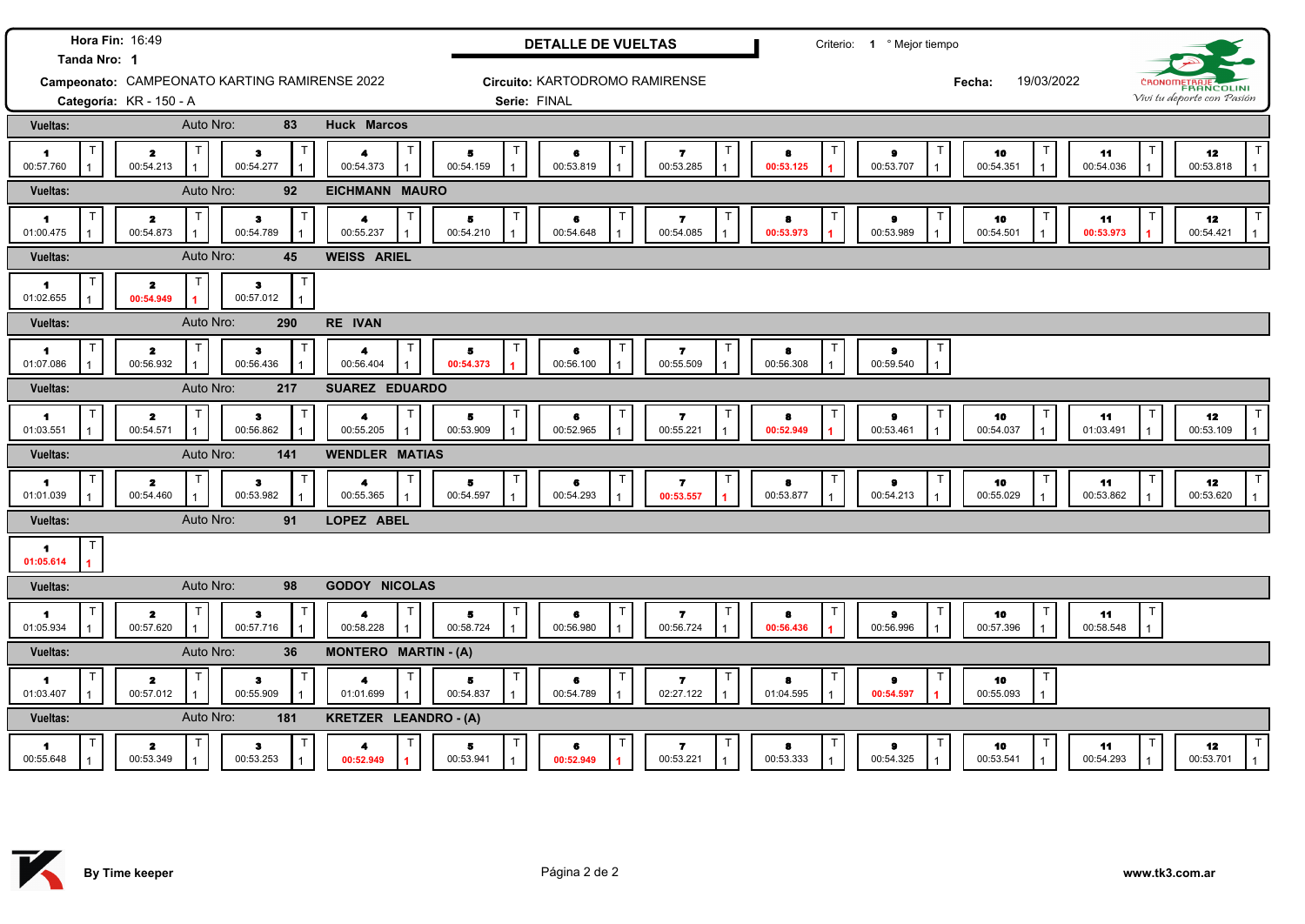**Hora Fin:** 16:49

**Tanda Nro:** 1

## DETALLE DE VUELTAS

Criterio: 1 ° Mejor tiempo

**Campeonato:** CAMPEONATO KARTING RAMIRENSE 2022

**Circuito:** KARTODROMO RAMIRENSE

**Fecha:** 19/03/2022

**Categoría:** KR - 150 - A

**Serie:** FINAL

CRONOMETRAJE FRANCOLINI
*Vivi tu deporte con Pasión*

### Vueltas: Auto Nro: 83 — Huck Marcos

| 1 | 2 | 3 | 4 | 5 | 6 | 7 | 8 | 9 | 10 | 11 | 12 |
|---|---|---|---|---|---|---|---|---|---|---|---|
| 00:57.760 | 00:54.213 | 00:54.277 | 00:54.373 | 00:54.159 | 00:53.819 | 00:53.285 | **00:53.125** | 00:53.707 | 00:54.351 | 00:54.036 | 00:53.818 |

### Vueltas: Auto Nro: 92 — EICHMANN MAURO

| 1 | 2 | 3 | 4 | 5 | 6 | 7 | 8 | 9 | 10 | 11 | 12 |
|---|---|---|---|---|---|---|---|---|---|---|---|
| 01:00.475 | 00:54.873 | 00:54.789 | 00:55.237 | 00:54.210 | 00:54.648 | 00:54.085 | **00:53.973** | 00:53.989 | 00:54.501 | **00:53.973** | 00:54.421 |

### Vueltas: Auto Nro: 45 — WEISS ARIEL

| 1 | 2 | 3 |
|---|---|---|
| 01:02.655 | **00:54.949** | 00:57.012 |

### Vueltas: Auto Nro: 290 — RE IVAN

| 1 | 2 | 3 | 4 | 5 | 6 | 7 | 8 | 9 |
|---|---|---|---|---|---|---|---|---|
| 01:07.086 | 00:56.932 | 00:56.436 | 00:56.404 | **00:54.373** | 00:56.100 | 00:55.509 | 00:56.308 | 00:59.540 |

### Vueltas: Auto Nro: 217 — SUAREZ EDUARDO

| 1 | 2 | 3 | 4 | 5 | 6 | 7 | 8 | 9 | 10 | 11 | 12 |
|---|---|---|---|---|---|---|---|---|---|---|---|
| 01:03.551 | 00:54.571 | 00:56.862 | 00:55.205 | 00:53.909 | 00:52.965 | 00:55.221 | **00:52.949** | 00:53.461 | 00:54.037 | 01:03.491 | 00:53.109 |

### Vueltas: Auto Nro: 141 — WENDLER MATIAS

| 1 | 2 | 3 | 4 | 5 | 6 | 7 | 8 | 9 | 10 | 11 | 12 |
|---|---|---|---|---|---|---|---|---|---|---|---|
| 01:01.039 | 00:54.460 | 00:53.982 | 00:55.365 | 00:54.597 | 00:54.293 | **00:53.557** | 00:53.877 | 00:54.213 | 00:55.029 | 00:53.862 | 00:53.620 |

### Vueltas: Auto Nro: 91 — LOPEZ ABEL

| 1 |
|---|
| **01:05.614** |

### Vueltas: Auto Nro: 98 — GODOY NICOLAS

| 1 | 2 | 3 | 4 | 5 | 6 | 7 | 8 | 9 | 10 | 11 |
|---|---|---|---|---|---|---|---|---|---|---|
| 01:05.934 | 00:57.620 | 00:57.716 | 00:58.228 | 00:58.724 | 00:56.980 | 00:56.724 | **00:56.436** | 00:56.996 | 00:57.396 | 00:58.548 |

### Vueltas: Auto Nro: 36 — MONTERO MARTIN - (A)

| 1 | 2 | 3 | 4 | 5 | 6 | 7 | 8 | 9 | 10 |
|---|---|---|---|---|---|---|---|---|---|
| 01:03.407 | 00:57.012 | 00:55.909 | 01:01.699 | 00:54.837 | 00:54.789 | 02:27.122 | 01:04.595 | **00:54.597** | 00:55.093 |

### Vueltas: Auto Nro: 181 — KRETZER LEANDRO - (A)

| 1 | 2 | 3 | 4 | 5 | 6 | 7 | 8 | 9 | 10 | 11 | 12 |
|---|---|---|---|---|---|---|---|---|---|---|---|
| 00:55.648 | 00:53.349 | 00:53.253 | **00:52.949** | 00:53.941 | **00:52.949** | 00:53.221 | 00:53.333 | 00:54.325 | 00:53.541 | 00:54.293 | 00:53.701 |

By Time keeper

www.tk3.com.ar